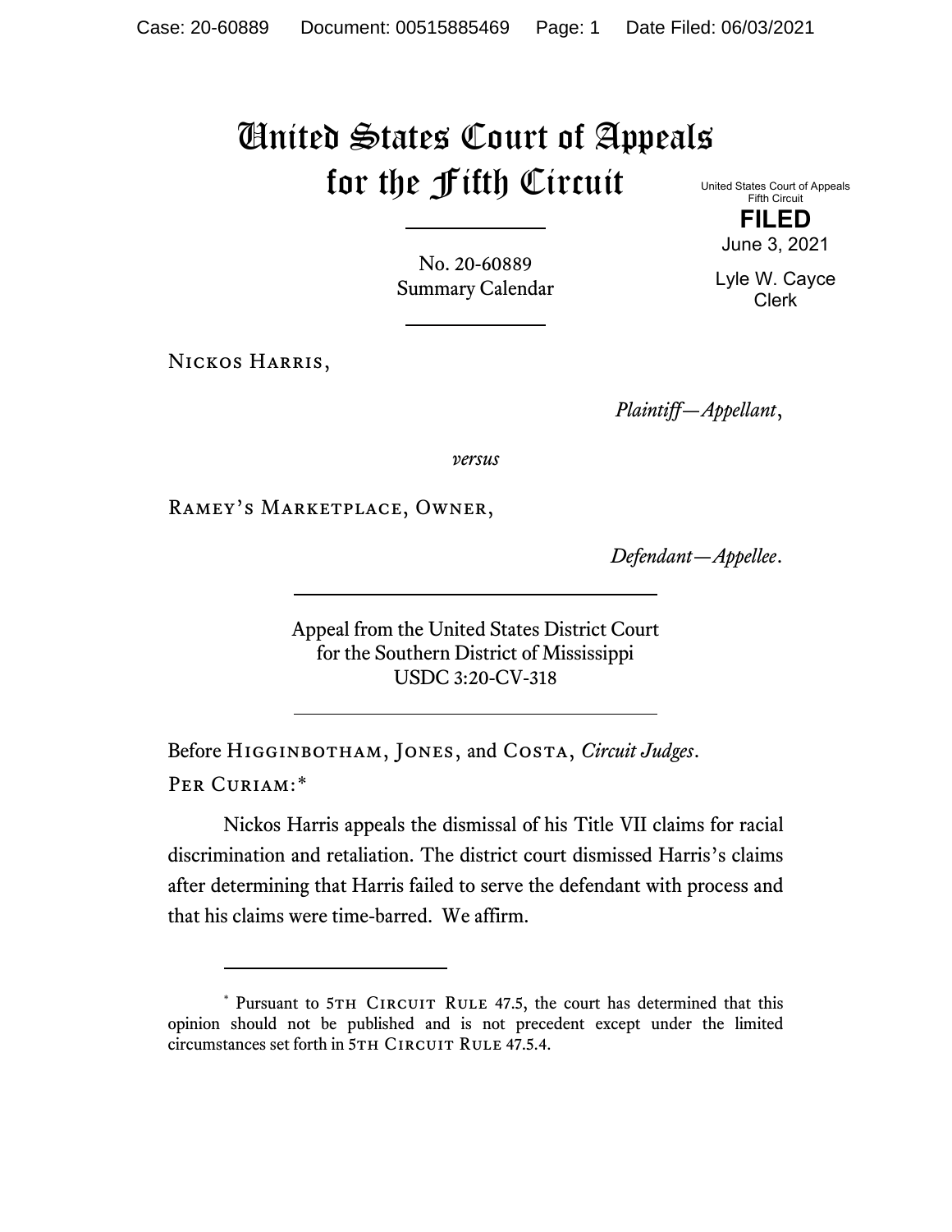# United States Court of Appeals for the Fifth Circuit

United States Court of Appeals
Fifth Circuit

**FILED**

June 3, 2021

Lyle W. Cayce
Clerk

No. 20-60889
Summary Calendar

---

Nickos Harris,

*Plaintiff—Appellant*,

*versus*

Ramey's Marketplace, Owner,

*Defendant—Appellee*.

---

Appeal from the United States District Court
for the Southern District of Mississippi
USDC 3:20-CV-318

---

Before Higginbotham, Jones, and Costa, *Circuit Judges*.

Per Curiam:*

Nickos Harris appeals the dismissal of his Title VII claims for racial discrimination and retaliation. The district court dismissed Harris's claims after determining that Harris failed to serve the defendant with process and that his claims were time-barred. We affirm.

---

* Pursuant to 5th Circuit Rule 47.5, the court has determined that this opinion should not be published and is not precedent except under the limited circumstances set forth in 5th Circuit Rule 47.5.4.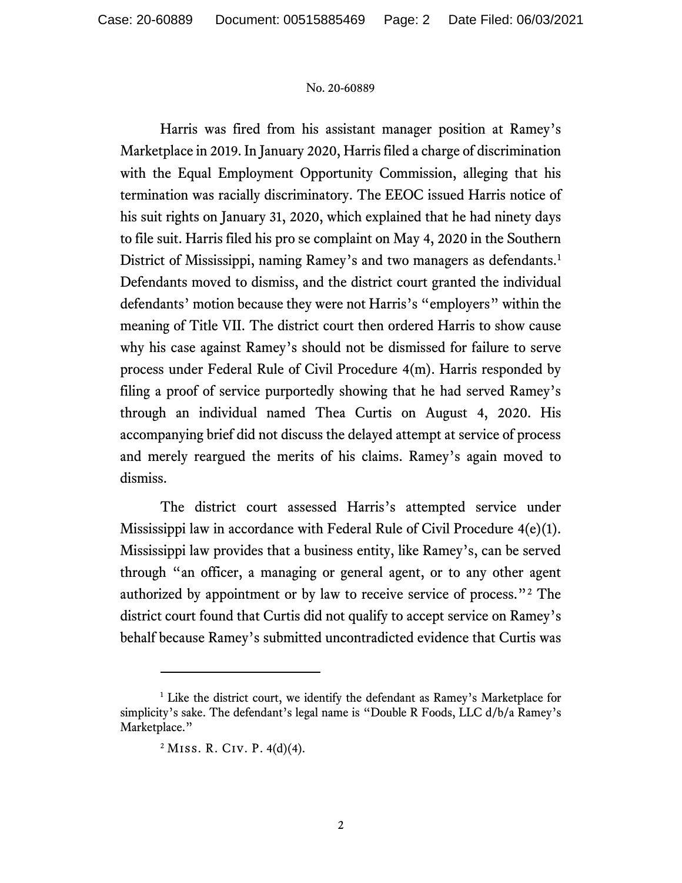Harris was fired from his assistant manager position at Ramey's Marketplace in 2019. In January 2020, Harris filed a charge of discrimination with the Equal Employment Opportunity Commission, alleging that his termination was racially discriminatory. The EEOC issued Harris notice of his suit rights on January 31, 2020, which explained that he had ninety days to file suit. Harris filed his pro se complaint on May 4, 2020 in the Southern District of Mississippi, naming Ramey's and two managers as defendants.[1] Defendants moved to dismiss, and the district court granted the individual defendants' motion because they were not Harris's "employers" within the meaning of Title VII. The district court then ordered Harris to show cause why his case against Ramey's should not be dismissed for failure to serve process under Federal Rule of Civil Procedure 4(m). Harris responded by filing a proof of service purportedly showing that he had served Ramey's through an individual named Thea Curtis on August 4, 2020. His accompanying brief did not discuss the delayed attempt at service of process and merely reargued the merits of his claims. Ramey's again moved to dismiss.

The district court assessed Harris's attempted service under Mississippi law in accordance with Federal Rule of Civil Procedure 4(e)(1). Mississippi law provides that a business entity, like Ramey's, can be served through "an officer, a managing or general agent, or to any other agent authorized by appointment or by law to receive service of process."[2] The district court found that Curtis did not qualify to accept service on Ramey's behalf because Ramey's submitted uncontradicted evidence that Curtis was

---

[1] Like the district court, we identify the defendant as Ramey's Marketplace for simplicity's sake. The defendant's legal name is "Double R Foods, LLC d/b/a Ramey's Marketplace."

[2] MISS. R. CIV. P. 4(d)(4).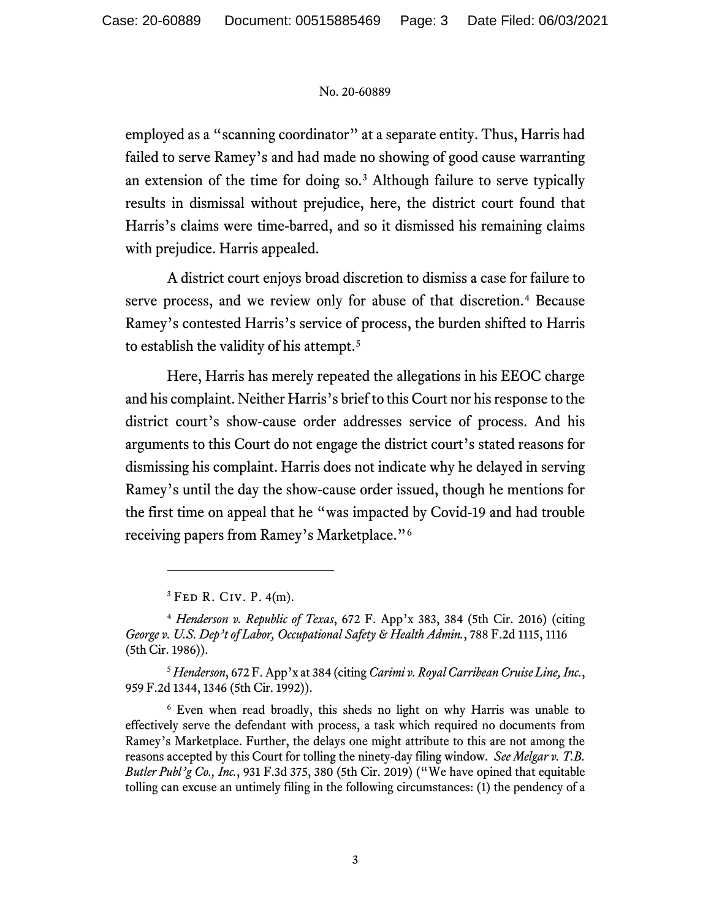employed as a "scanning coordinator" at a separate entity. Thus, Harris had failed to serve Ramey's and had made no showing of good cause warranting an extension of the time for doing so.[3] Although failure to serve typically results in dismissal without prejudice, here, the district court found that Harris's claims were time-barred, and so it dismissed his remaining claims with prejudice. Harris appealed.

A district court enjoys broad discretion to dismiss a case for failure to serve process, and we review only for abuse of that discretion.[4] Because Ramey's contested Harris's service of process, the burden shifted to Harris to establish the validity of his attempt.[5]

Here, Harris has merely repeated the allegations in his EEOC charge and his complaint. Neither Harris's brief to this Court nor his response to the district court's show-cause order addresses service of process. And his arguments to this Court do not engage the district court's stated reasons for dismissing his complaint. Harris does not indicate why he delayed in serving Ramey's until the day the show-cause order issued, though he mentions for the first time on appeal that he "was impacted by Covid-19 and had trouble receiving papers from Ramey's Marketplace."[6]

---

[3] Fed. R. Civ. P. 4(m).

[4] *Henderson v. Republic of Texas*, 672 F. App'x 383, 384 (5th Cir. 2016) (citing *George v. U.S. Dep't of Labor, Occupational Safety & Health Admin.*, 788 F.2d 1115, 1116 (5th Cir. 1986)).

[5] *Henderson*, 672 F. App'x at 384 (citing *Carimi v. Royal Carribean Cruise Line, Inc.*, 959 F.2d 1344, 1346 (5th Cir. 1992)).

[6] Even when read broadly, this sheds no light on why Harris was unable to effectively serve the defendant with process, a task which required no documents from Ramey's Marketplace. Further, the delays one might attribute to this are not among the reasons accepted by this Court for tolling the ninety-day filing window. *See Melgar v. T.B. Butler Publ'g Co., Inc.*, 931 F.3d 375, 380 (5th Cir. 2019) ("We have opined that equitable tolling can excuse an untimely filing in the following circumstances: (1) the pendency of a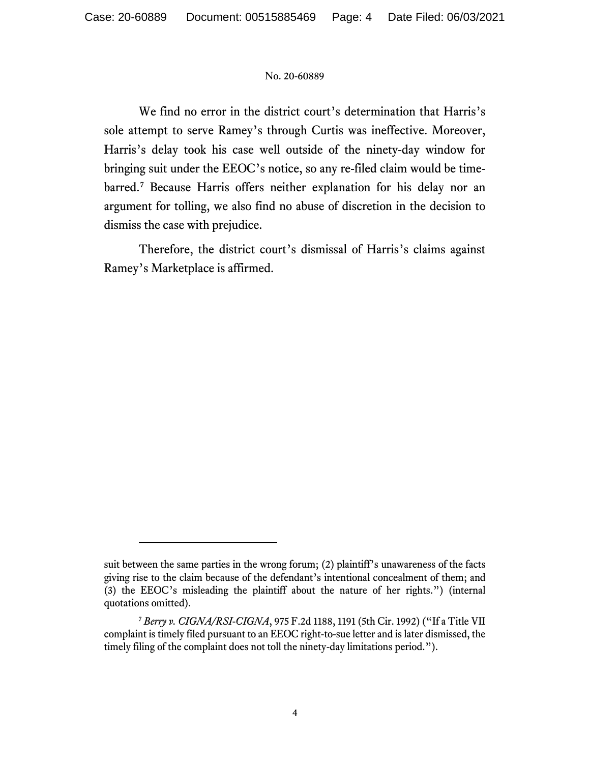We find no error in the district court's determination that Harris's sole attempt to serve Ramey's through Curtis was ineffective. Moreover, Harris's delay took his case well outside of the ninety-day window for bringing suit under the EEOC's notice, so any re-filed claim would be time-barred.[7] Because Harris offers neither explanation for his delay nor an argument for tolling, we also find no abuse of discretion in the decision to dismiss the case with prejudice.

Therefore, the district court's dismissal of Harris's claims against Ramey's Marketplace is affirmed.

---

suit between the same parties in the wrong forum; (2) plaintiff's unawareness of the facts giving rise to the claim because of the defendant's intentional concealment of them; and (3) the EEOC's misleading the plaintiff about the nature of her rights.") (internal quotations omitted).

[7] *Berry v. CIGNA/RSI-CIGNA*, 975 F.2d 1188, 1191 (5th Cir. 1992) ("If a Title VII complaint is timely filed pursuant to an EEOC right-to-sue letter and is later dismissed, the timely filing of the complaint does not toll the ninety-day limitations period.").